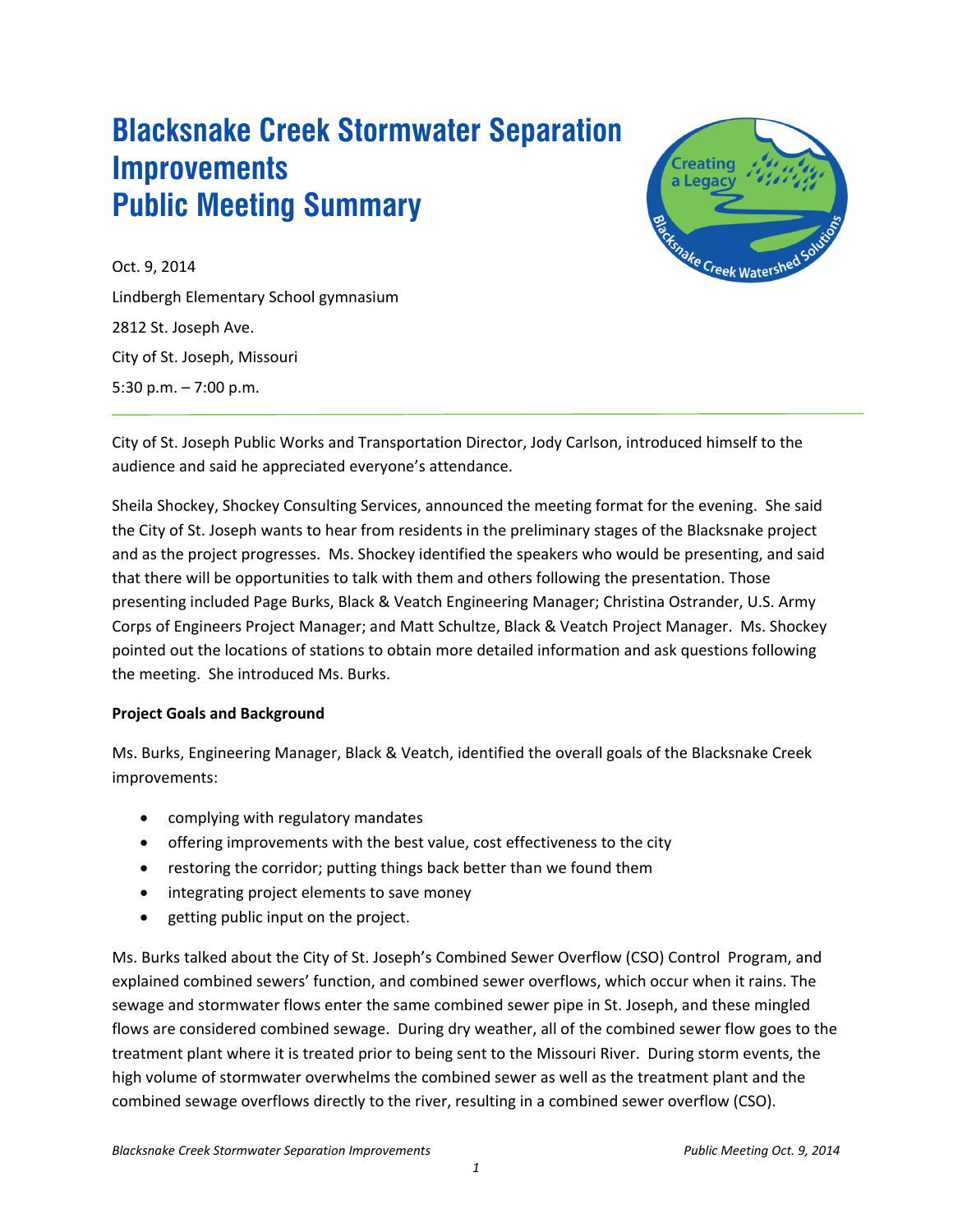# Blacksnake Creek Stormwater Separation Improvements Public Meeting Summary

Oct. 9, 2014

Lindbergh Elementary School gymnasium

2812 St. Joseph Ave.

City of St. Joseph, Missouri

5:30 p.m. – 7:00 p.m.

City of St. Joseph Public Works and Transportation Director, Jody Carlson, introduced himself to the audience and said he appreciated everyone's attendance.

Sheila Shockey, Shockey Consulting Services, announced the meeting format for the evening. She said the City of St. Joseph wants to hear from residents in the preliminary stages of the Blacksnake project and as the project progresses. Ms. Shockey identified the speakers who would be presenting, and said that there will be opportunities to talk with them and others following the presentation. Those presenting included Page Burks, Black & Veatch Engineering Manager; Christina Ostrander, U.S. Army Corps of Engineers Project Manager; and Matt Schultze, Black & Veatch Project Manager. Ms. Shockey pointed out the locations of stations to obtain more detailed information and ask questions following the meeting. She introduced Ms. Burks.

**Project Goals and Background**

Ms. Burks, Engineering Manager, Black & Veatch, identified the overall goals of the Blacksnake Creek improvements:

- complying with regulatory mandates
- offering improvements with the best value, cost effectiveness to the city
- restoring the corridor; putting things back better than we found them
- integrating project elements to save money
- getting public input on the project.

Ms. Burks talked about the City of St. Joseph's Combined Sewer Overflow (CSO) Control Program, and explained combined sewers' function, and combined sewer overflows, which occur when it rains. The sewage and stormwater flows enter the same combined sewer pipe in St. Joseph, and these mingled flows are considered combined sewage. During dry weather, all of the combined sewer flow goes to the treatment plant where it is treated prior to being sent to the Missouri River. During storm events, the high volume of stormwater overwhelms the combined sewer as well as the treatment plant and the combined sewage overflows directly to the river, resulting in a combined sewer overflow (CSO).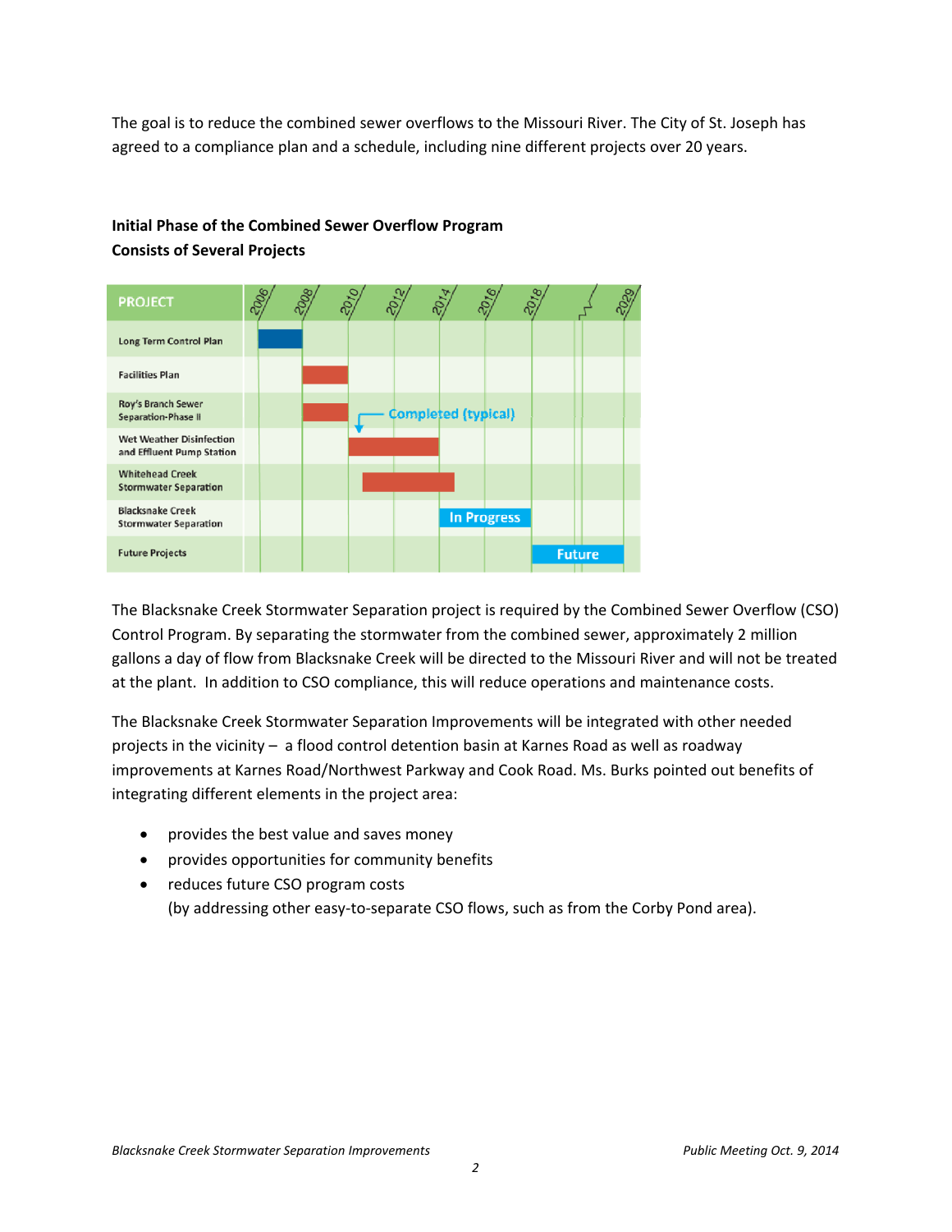The goal is to reduce the combined sewer overflows to the Missouri River. The City of St. Joseph has agreed to a compliance plan and a schedule, including nine different projects over 20 years.

**Initial Phase of the Combined Sewer Overflow Program**
**Consists of Several Projects**

| PROJECT | 2006 | 2008 | 2010 | 2012 | 2014 | 2016 | 2018 | | 2029 |
|---|---|---|---|---|---|---|---|---|---|
| Long Term Control Plan | ■ | | | | | | | | |
| Facilities Plan | | ■ | | | | | | | |
| Roy's Branch Sewer Separation-Phase II | | ■ | Completed (typical) | | | | | | |
| Wet Weather Disinfection and Effluent Pump Station | | | ■ | ■ | | | | | |
| Whitehead Creek Stormwater Separation | | | ■ | ■ | ■ | | | | |
| Blacksnake Creek Stormwater Separation | | | | | In Progress | In Progress | | | |
| Future Projects | | | | | | | Future | Future | |

The Blacksnake Creek Stormwater Separation project is required by the Combined Sewer Overflow (CSO) Control Program. By separating the stormwater from the combined sewer, approximately 2 million gallons a day of flow from Blacksnake Creek will be directed to the Missouri River and will not be treated at the plant. In addition to CSO compliance, this will reduce operations and maintenance costs.

The Blacksnake Creek Stormwater Separation Improvements will be integrated with other needed projects in the vicinity – a flood control detention basin at Karnes Road as well as roadway improvements at Karnes Road/Northwest Parkway and Cook Road. Ms. Burks pointed out benefits of integrating different elements in the project area:

- provides the best value and saves money
- provides opportunities for community benefits
- reduces future CSO program costs
  (by addressing other easy-to-separate CSO flows, such as from the Corby Pond area).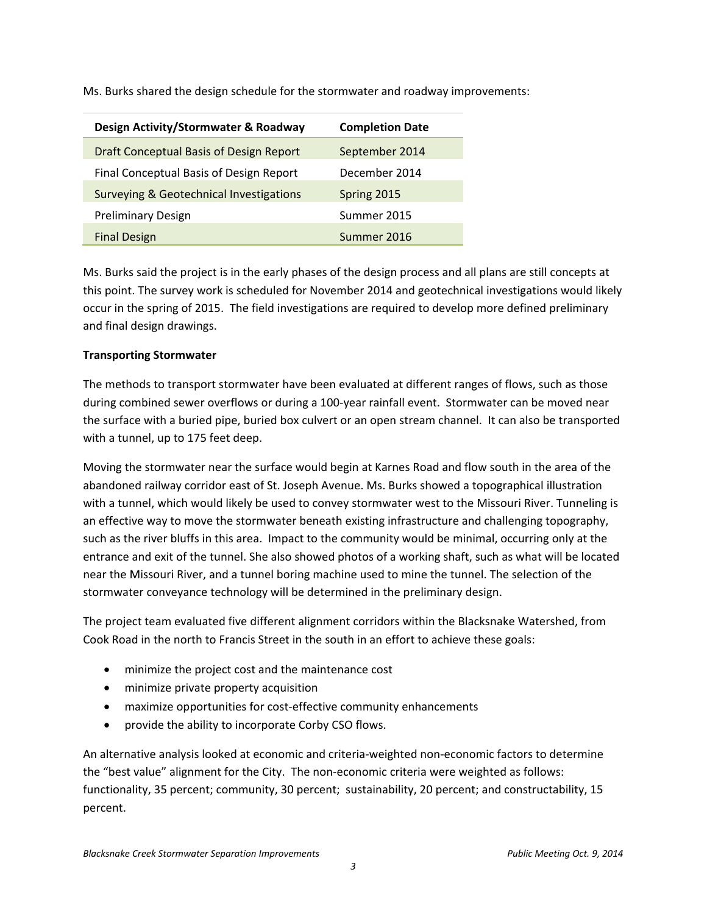Ms. Burks shared the design schedule for the stormwater and roadway improvements:

| Design Activity/Stormwater & Roadway | Completion Date |
| --- | --- |
| Draft Conceptual Basis of Design Report | September 2014 |
| Final Conceptual Basis of Design Report | December 2014 |
| Surveying & Geotechnical Investigations | Spring 2015 |
| Preliminary Design | Summer 2015 |
| Final Design | Summer 2016 |

Ms. Burks said the project is in the early phases of the design process and all plans are still concepts at this point. The survey work is scheduled for November 2014 and geotechnical investigations would likely occur in the spring of 2015. The field investigations are required to develop more defined preliminary and final design drawings.

**Transporting Stormwater**

The methods to transport stormwater have been evaluated at different ranges of flows, such as those during combined sewer overflows or during a 100-year rainfall event. Stormwater can be moved near the surface with a buried pipe, buried box culvert or an open stream channel. It can also be transported with a tunnel, up to 175 feet deep.

Moving the stormwater near the surface would begin at Karnes Road and flow south in the area of the abandoned railway corridor east of St. Joseph Avenue. Ms. Burks showed a topographical illustration with a tunnel, which would likely be used to convey stormwater west to the Missouri River. Tunneling is an effective way to move the stormwater beneath existing infrastructure and challenging topography, such as the river bluffs in this area. Impact to the community would be minimal, occurring only at the entrance and exit of the tunnel. She also showed photos of a working shaft, such as what will be located near the Missouri River, and a tunnel boring machine used to mine the tunnel. The selection of the stormwater conveyance technology will be determined in the preliminary design.

The project team evaluated five different alignment corridors within the Blacksnake Watershed, from Cook Road in the north to Francis Street in the south in an effort to achieve these goals:

- minimize the project cost and the maintenance cost
- minimize private property acquisition
- maximize opportunities for cost-effective community enhancements
- provide the ability to incorporate Corby CSO flows.

An alternative analysis looked at economic and criteria-weighted non-economic factors to determine the "best value" alignment for the City. The non-economic criteria were weighted as follows: functionality, 35 percent; community, 30 percent; sustainability, 20 percent; and constructability, 15 percent.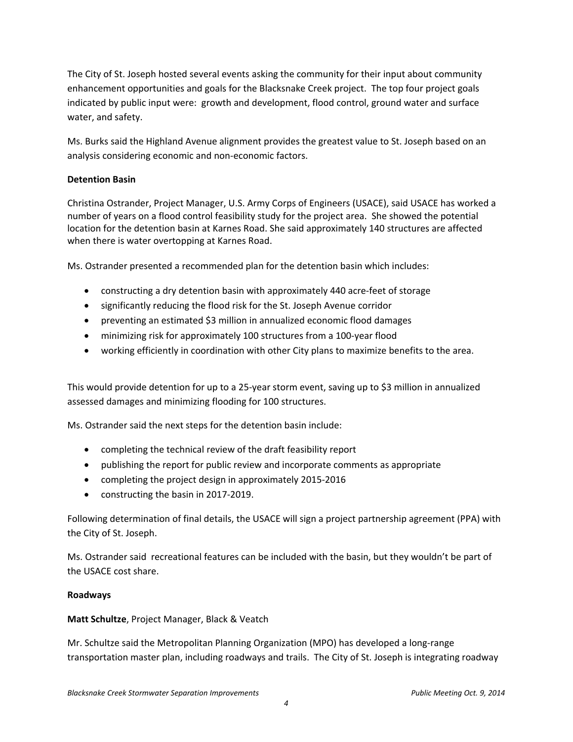The City of St. Joseph hosted several events asking the community for their input about community enhancement opportunities and goals for the Blacksnake Creek project. The top four project goals indicated by public input were: growth and development, flood control, ground water and surface water, and safety.

Ms. Burks said the Highland Avenue alignment provides the greatest value to St. Joseph based on an analysis considering economic and non-economic factors.

**Detention Basin**

Christina Ostrander, Project Manager, U.S. Army Corps of Engineers (USACE), said USACE has worked a number of years on a flood control feasibility study for the project area. She showed the potential location for the detention basin at Karnes Road. She said approximately 140 structures are affected when there is water overtopping at Karnes Road.

Ms. Ostrander presented a recommended plan for the detention basin which includes:

- constructing a dry detention basin with approximately 440 acre-feet of storage
- significantly reducing the flood risk for the St. Joseph Avenue corridor
- preventing an estimated $3 million in annualized economic flood damages
- minimizing risk for approximately 100 structures from a 100-year flood
- working efficiently in coordination with other City plans to maximize benefits to the area.

This would provide detention for up to a 25-year storm event, saving up to $3 million in annualized assessed damages and minimizing flooding for 100 structures.

Ms. Ostrander said the next steps for the detention basin include:

- completing the technical review of the draft feasibility report
- publishing the report for public review and incorporate comments as appropriate
- completing the project design in approximately 2015-2016
- constructing the basin in 2017-2019.

Following determination of final details, the USACE will sign a project partnership agreement (PPA) with the City of St. Joseph.

Ms. Ostrander said recreational features can be included with the basin, but they wouldn't be part of the USACE cost share.

**Roadways**

**Matt Schultze**, Project Manager, Black & Veatch

Mr. Schultze said the Metropolitan Planning Organization (MPO) has developed a long-range transportation master plan, including roadways and trails. The City of St. Joseph is integrating roadway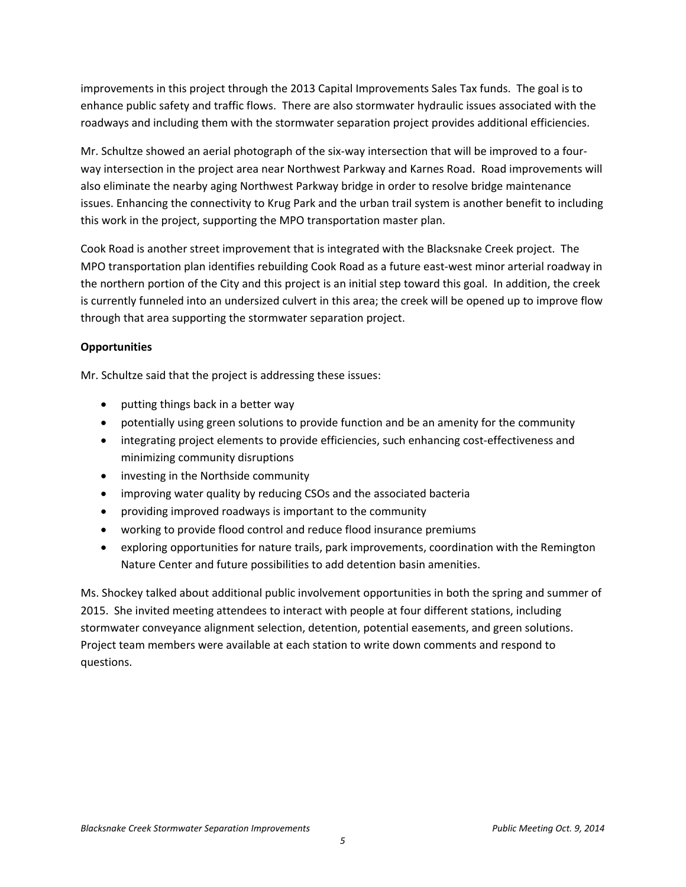improvements in this project through the 2013 Capital Improvements Sales Tax funds. The goal is to enhance public safety and traffic flows. There are also stormwater hydraulic issues associated with the roadways and including them with the stormwater separation project provides additional efficiencies.

Mr. Schultze showed an aerial photograph of the six-way intersection that will be improved to a four-way intersection in the project area near Northwest Parkway and Karnes Road. Road improvements will also eliminate the nearby aging Northwest Parkway bridge in order to resolve bridge maintenance issues. Enhancing the connectivity to Krug Park and the urban trail system is another benefit to including this work in the project, supporting the MPO transportation master plan.

Cook Road is another street improvement that is integrated with the Blacksnake Creek project. The MPO transportation plan identifies rebuilding Cook Road as a future east-west minor arterial roadway in the northern portion of the City and this project is an initial step toward this goal. In addition, the creek is currently funneled into an undersized culvert in this area; the creek will be opened up to improve flow through that area supporting the stormwater separation project.

**Opportunities**

Mr. Schultze said that the project is addressing these issues:

- putting things back in a better way
- potentially using green solutions to provide function and be an amenity for the community
- integrating project elements to provide efficiencies, such enhancing cost-effectiveness and minimizing community disruptions
- investing in the Northside community
- improving water quality by reducing CSOs and the associated bacteria
- providing improved roadways is important to the community
- working to provide flood control and reduce flood insurance premiums
- exploring opportunities for nature trails, park improvements, coordination with the Remington Nature Center and future possibilities to add detention basin amenities.

Ms. Shockey talked about additional public involvement opportunities in both the spring and summer of 2015. She invited meeting attendees to interact with people at four different stations, including stormwater conveyance alignment selection, detention, potential easements, and green solutions. Project team members were available at each station to write down comments and respond to questions.